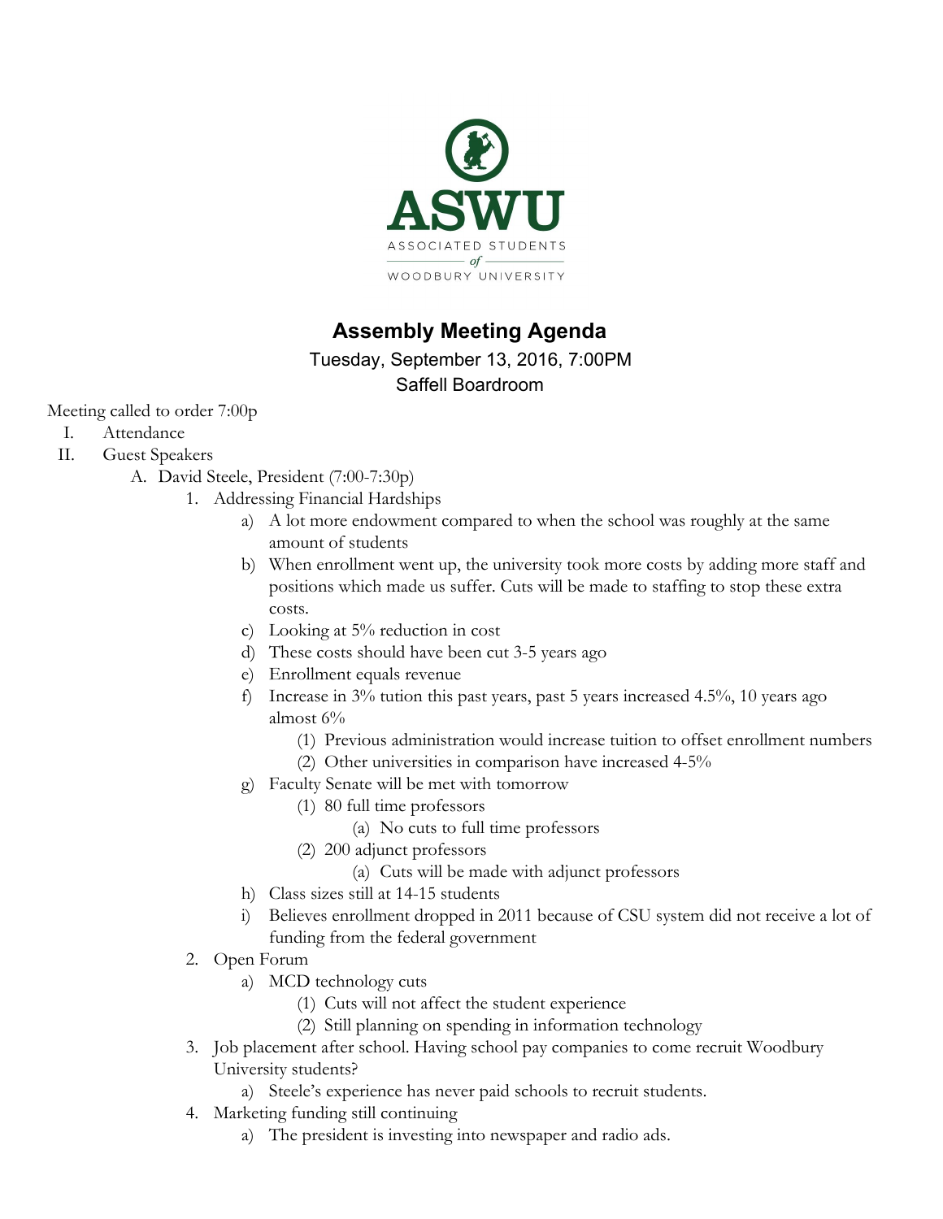ASWU

ASSOCIATED STUDENTS of WOODBURY UNIVERSITY

# Assembly Meeting Agenda

Tuesday, September 13, 2016, 7:00PM

Saffell Boardroom

Meeting called to order 7:00p

I. Attendance
II. Guest Speakers
    A. David Steele, President (7:00-7:30p)
        1. Addressing Financial Hardships
            a) A lot more endowment compared to when the school was roughly at the same amount of students
            b) When enrollment went up, the university took more costs by adding more staff and positions which made us suffer. Cuts will be made to staffing to stop these extra costs.
            c) Looking at 5% reduction in cost
            d) These costs should have been cut 3-5 years ago
            e) Enrollment equals revenue
            f) Increase in 3% tution this past years, past 5 years increased 4.5%, 10 years ago almost 6%
                (1) Previous administration would increase tuition to offset enrollment numbers
                (2) Other universities in comparison have increased 4-5%
            g) Faculty Senate will be met with tomorrow
                (1) 80 full time professors
                    (a) No cuts to full time professors
                (2) 200 adjunct professors
                    (a) Cuts will be made with adjunct professors
            h) Class sizes still at 14-15 students
            i) Believes enrollment dropped in 2011 because of CSU system did not receive a lot of funding from the federal government
        2. Open Forum
            a) MCD technology cuts
                (1) Cuts will not affect the student experience
                (2) Still planning on spending in information technology
        3. Job placement after school. Having school pay companies to come recruit Woodbury University students?
            a) Steele's experience has never paid schools to recruit students.
        4. Marketing funding still continuing
            a) The president is investing into newspaper and radio ads.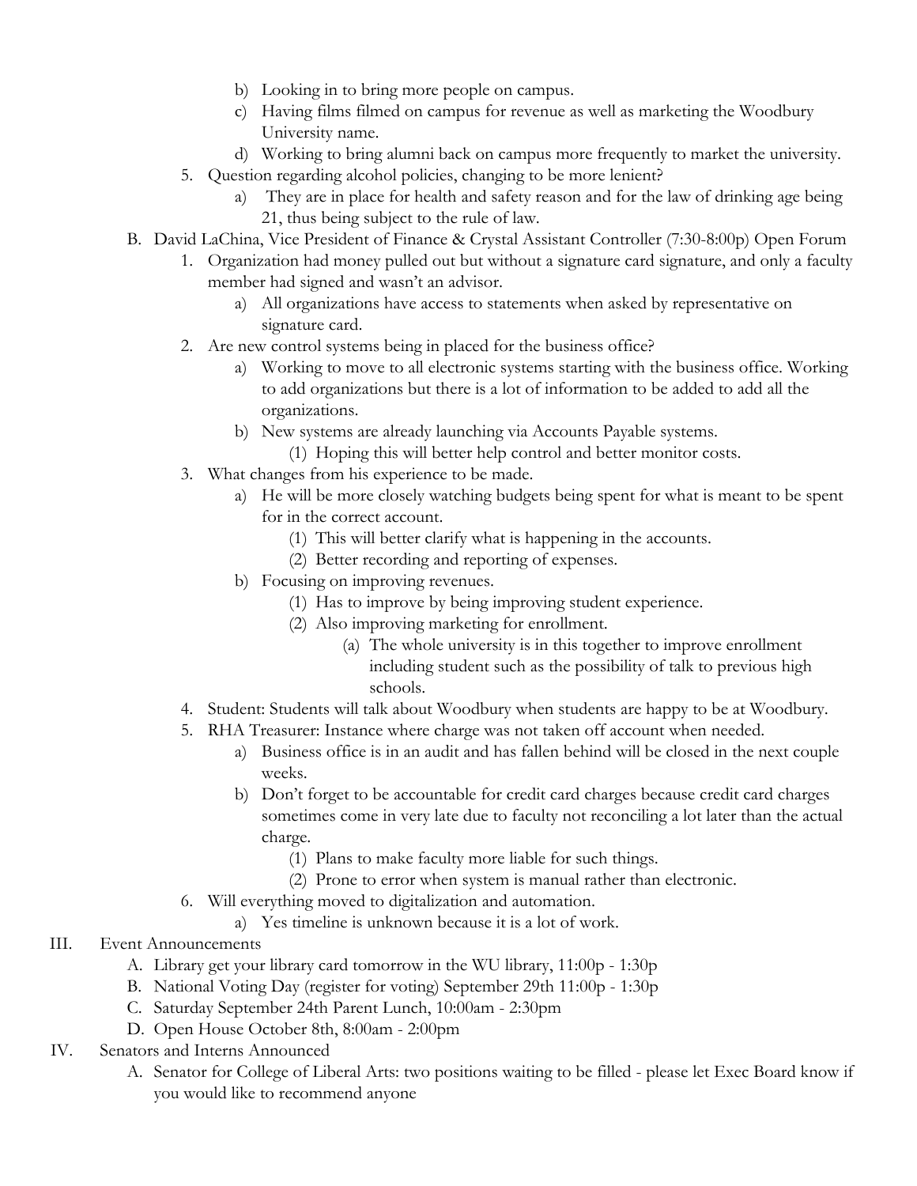b) Looking in to bring more people on campus.

c) Having films filmed on campus for revenue as well as marketing the Woodbury University name.

d) Working to bring alumni back on campus more frequently to market the university.

5. Question regarding alcohol policies, changing to be more lenient?

   a) They are in place for health and safety reason and for the law of drinking age being 21, thus being subject to the rule of law.

B. David LaChina, Vice President of Finance & Crystal Assistant Controller (7:30-8:00p) Open Forum

1. Organization had money pulled out but without a signature card signature, and only a faculty member had signed and wasn't an advisor.

   a) All organizations have access to statements when asked by representative on signature card.

2. Are new control systems being in placed for the business office?

   a) Working to move to all electronic systems starting with the business office. Working to add organizations but there is a lot of information to be added to add all the organizations.

   b) New systems are already launching via Accounts Payable systems.

      (1) Hoping this will better help control and better monitor costs.

3. What changes from his experience to be made.

   a) He will be more closely watching budgets being spent for what is meant to be spent for in the correct account.

      (1) This will better clarify what is happening in the accounts.

      (2) Better recording and reporting of expenses.

   b) Focusing on improving revenues.

      (1) Has to improve by being improving student experience.

      (2) Also improving marketing for enrollment.

         (a) The whole university is in this together to improve enrollment including student such as the possibility of talk to previous high schools.

4. Student: Students will talk about Woodbury when students are happy to be at Woodbury.

5. RHA Treasurer: Instance where charge was not taken off account when needed.

   a) Business office is in an audit and has fallen behind will be closed in the next couple weeks.

   b) Don't forget to be accountable for credit card charges because credit card charges sometimes come in very late due to faculty not reconciling a lot later than the actual charge.

      (1) Plans to make faculty more liable for such things.

      (2) Prone to error when system is manual rather than electronic.

6. Will everything moved to digitalization and automation.

   a) Yes timeline is unknown because it is a lot of work.

III. Event Announcements

A. Library get your library card tomorrow in the WU library, 11:00p - 1:30p

B. National Voting Day (register for voting) September 29th 11:00p - 1:30p

C. Saturday September 24th Parent Lunch, 10:00am - 2:30pm

D. Open House October 8th, 8:00am - 2:00pm

IV. Senators and Interns Announced

A. Senator for College of Liberal Arts: two positions waiting to be filled - please let Exec Board know if you would like to recommend anyone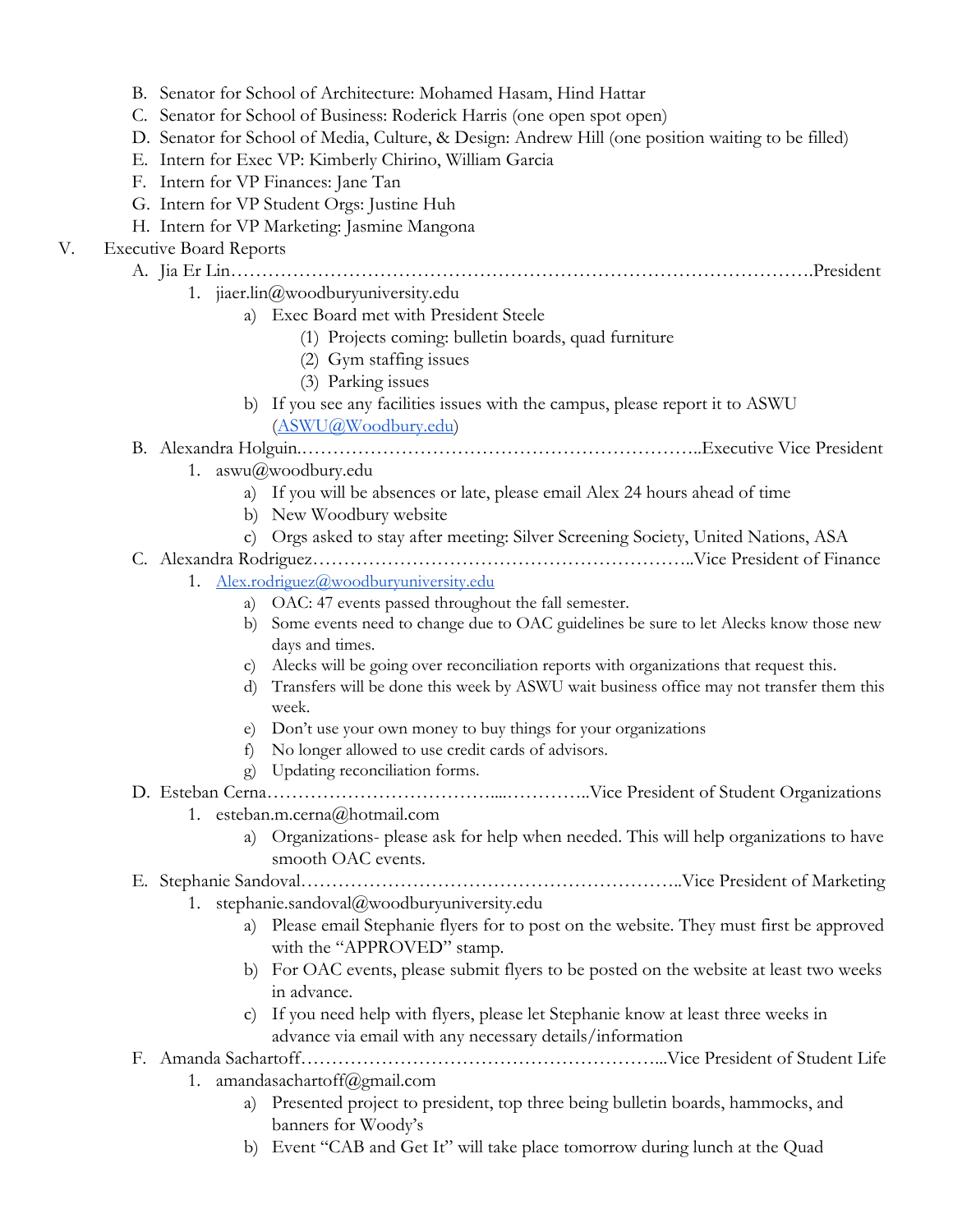B. Senator for School of Architecture: Mohamed Hasam, Hind Hattar
C. Senator for School of Business: Roderick Harris (one open spot open)
D. Senator for School of Media, Culture, & Design: Andrew Hill (one position waiting to be filled)
E. Intern for Exec VP: Kimberly Chirino, William Garcia
F. Intern for VP Finances: Jane Tan
G. Intern for VP Student Orgs: Justine Huh
H. Intern for VP Marketing: Jasmine Mangona

V. Executive Board Reports

A. Jia Er Lin……………………………………………………………………………………President
1. jiaer.lin@woodburyuniversity.edu
   a) Exec Board met with President Steele
      (1) Projects coming: bulletin boards, quad furniture
      (2) Gym staffing issues
      (3) Parking issues
   b) If you see any facilities issues with the campus, please report it to ASWU (ASWU@Woodbury.edu)

B. Alexandra Holguin.…………………………………………………………..Executive Vice President
1. aswu@woodbury.edu
   a) If you will be absences or late, please email Alex 24 hours ahead of time
   b) New Woodbury website
   c) Orgs asked to stay after meeting: Silver Screening Society, United Nations, ASA

C. Alexandra Rodriguez……………………………………………………..Vice President of Finance
1. Alex.rodriguez@woodburyuniversity.edu
   a) OAC: 47 events passed throughout the fall semester.
   b) Some events need to change due to OAC guidelines be sure to let Alecks know those new days and times.
   c) Alecks will be going over reconciliation reports with organizations that request this.
   d) Transfers will be done this week by ASWU wait business office may not transfer them this week.
   e) Don't use your own money to buy things for your organizations
   f) No longer allowed to use credit cards of advisors.
   g) Updating reconciliation forms.

D. Esteban Cerna……………………………....…………..Vice President of Student Organizations
1. esteban.m.cerna@hotmail.com
   a) Organizations- please ask for help when needed. This will help organizations to have smooth OAC events.

E. Stephanie Sandoval……………………………………………………..Vice President of Marketing
1. stephanie.sandoval@woodburyuniversity.edu
   a) Please email Stephanie flyers for to post on the website. They must first be approved with the "APPROVED" stamp.
   b) For OAC events, please submit flyers to be posted on the website at least two weeks in advance.
   c) If you need help with flyers, please let Stephanie know at least three weeks in advance via email with any necessary details/information

F. Amanda Sachartoff…………………………………………………...Vice President of Student Life
1. amandasachartoff@gmail.com
   a) Presented project to president, top three being bulletin boards, hammocks, and banners for Woody's
   b) Event "CAB and Get It" will take place tomorrow during lunch at the Quad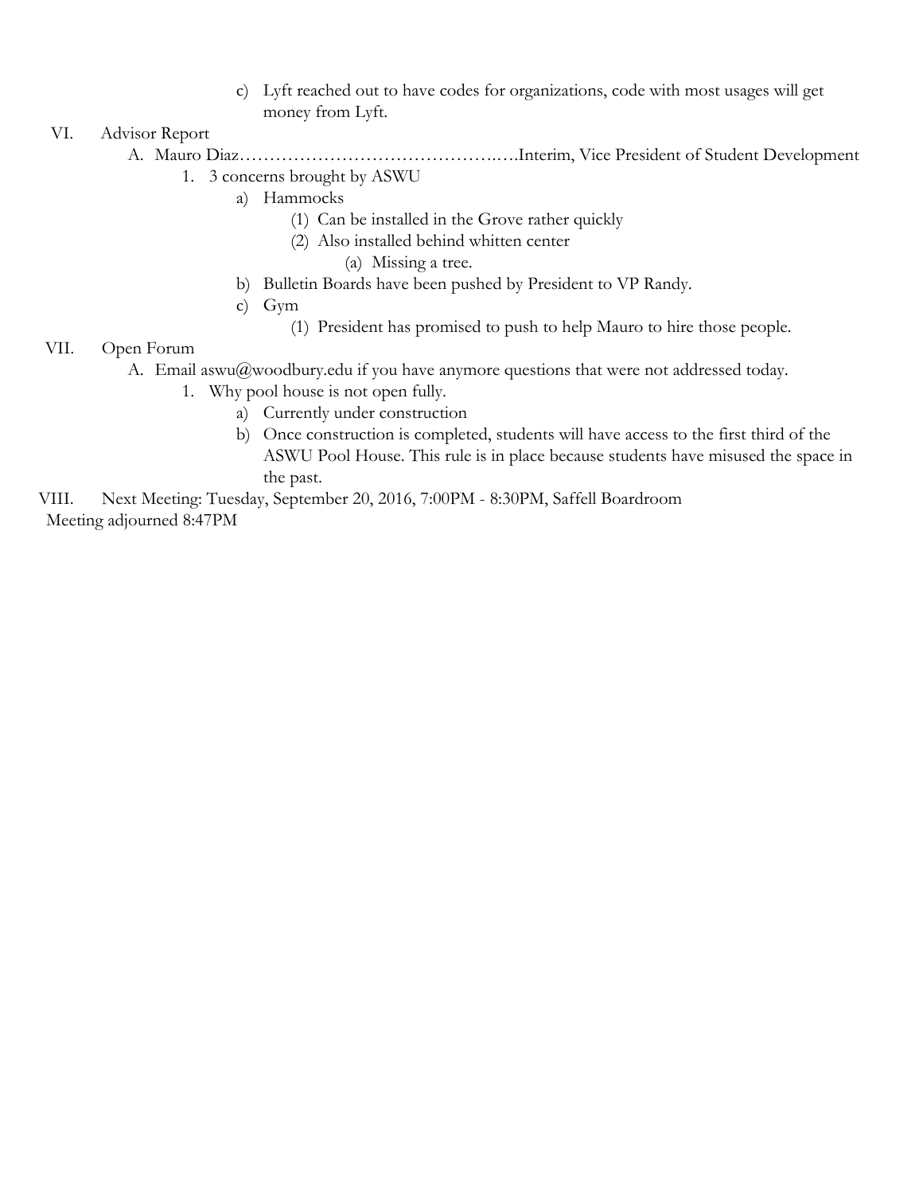c) Lyft reached out to have codes for organizations, code with most usages will get money from Lyft.

VI. Advisor Report

A. Mauro Diaz……………………………………..….Interim, Vice President of Student Development

1. 3 concerns brought by ASWU
   a) Hammocks
      (1) Can be installed in the Grove rather quickly
      (2) Also installed behind whitten center
         (a) Missing a tree.
   b) Bulletin Boards have been pushed by President to VP Randy.
   c) Gym
      (1) President has promised to push to help Mauro to hire those people.

VII. Open Forum

A. Email aswu@woodbury.edu if you have anymore questions that were not addressed today.

1. Why pool house is not open fully.
   a) Currently under construction
   b) Once construction is completed, students will have access to the first third of the ASWU Pool House. This rule is in place because students have misused the space in the past.

VIII. Next Meeting: Tuesday, September 20, 2016, 7:00PM - 8:30PM, Saffell Boardroom

Meeting adjourned 8:47PM